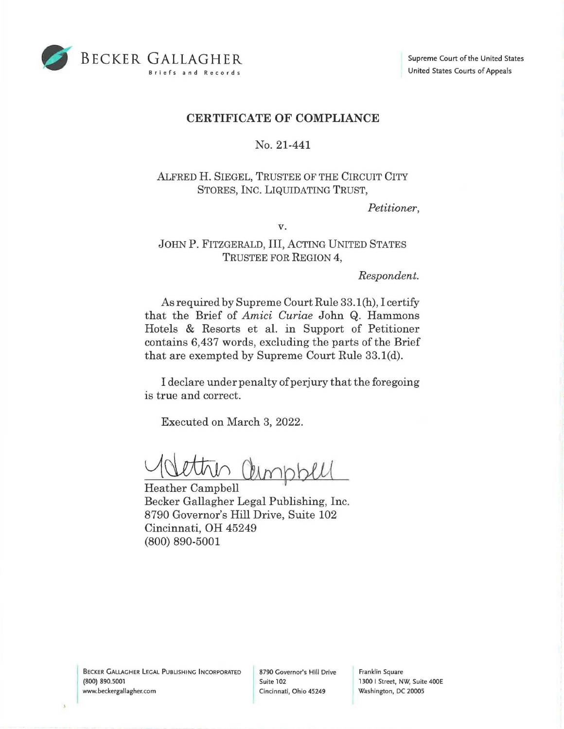BECKER GALLAGHER
Briefs and Records

Supreme Court of the United States
United States Courts of Appeals

## CERTIFICATE OF COMPLIANCE

No. 21-441

ALFRED H. SIEGEL, TRUSTEE OF THE CIRCUIT CITY STORES, INC. LIQUIDATING TRUST,

*Petitioner*,

v.

JOHN P. FITZGERALD, III, ACTING UNITED STATES TRUSTEE FOR REGION 4,

*Respondent*.

As required by Supreme Court Rule 33.1(h), I certify that the Brief of *Amici Curiae* John Q. Hammons Hotels & Resorts et al. in Support of Petitioner contains 6,437 words, excluding the parts of the Brief that are exempted by Supreme Court Rule 33.1(d).

I declare under penalty of perjury that the foregoing is true and correct.

Executed on March 3, 2022.

Heather Campbell
Becker Gallagher Legal Publishing, Inc.
8790 Governor's Hill Drive, Suite 102
Cincinnati, OH 45249
(800) 890-5001

BECKER GALLAGHER LEGAL PUBLISHING INCORPORATED
(800) 890.5001
www.beckergallagher.com

8790 Governor's Hill Drive
Suite 102
Cincinnati, Ohio 45249

Franklin Square
1300 I Street, NW, Suite 400E
Washington, DC 20005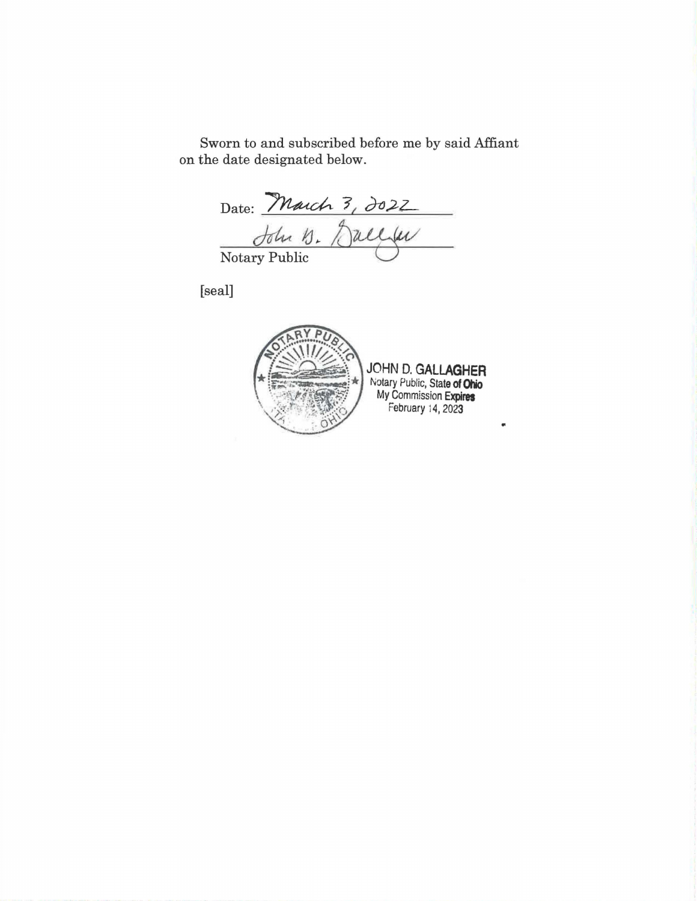Sworn to and subscribed before me by said Affiant on the date designated below.

Date: March 3, 2022

John D. Gallagher

Notary Public

[seal]

NOTARY PUBLIC STATE OF OHIO

JOHN D. GALLAGHER
Notary Public, State of Ohio
My Commission Expires
February 14, 2023